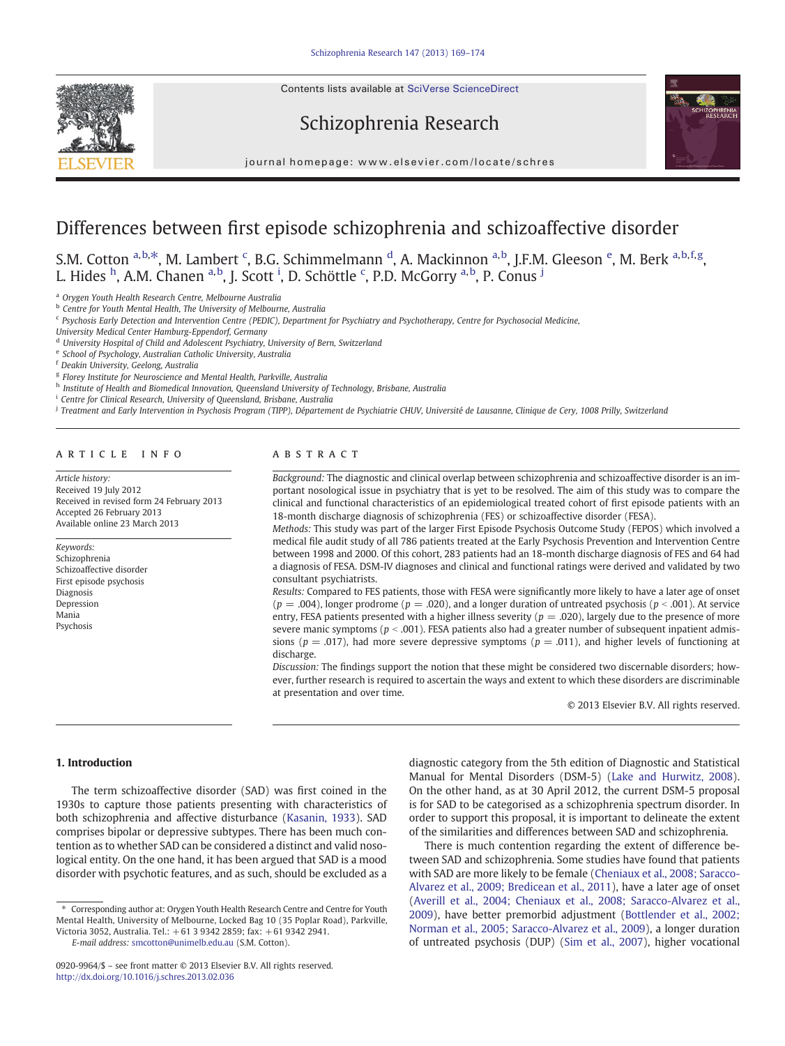# Differences between first episode schizophrenia and schizoaffective disorder

S.M. Cotton [a,b,*], M. Lambert [c], B.G. Schimmelmann [d], A. Mackinnon [a,b], J.F.M. Gleeson [e], M. Berk [a,b,f,g], L. Hides [h], A.M. Chanen [a,b], J. Scott [i], D. Schöttle [c], P.D. McGorry [a,b], P. Conus [j]

[a] Orygen Youth Health Research Centre, Melbourne Australia
[b] Centre for Youth Mental Health, The University of Melbourne, Australia
[c] Psychosis Early Detection and Intervention Centre (PEDIC), Department for Psychiatry and Psychotherapy, Centre for Psychosocial Medicine, University Medical Center Hamburg-Eppendorf, Germany
[d] University Hospital of Child and Adolescent Psychiatry, University of Bern, Switzerland
[e] School of Psychology, Australian Catholic University, Australia
[f] Deakin University, Geelong, Australia
[g] Florey Institute for Neuroscience and Mental Health, Parkville, Australia
[h] Institute of Health and Biomedical Innovation, Queensland University of Technology, Brisbane, Australia
[i] Centre for Clinical Research, University of Queensland, Brisbane, Australia
[j] Treatment and Early Intervention in Psychosis Program (TIPP), Département de Psychiatrie CHUV, Université de Lausanne, Clinique de Cery, 1008 Prilly, Switzerland

## ARTICLE INFO

*Article history:*
Received 19 July 2012
Received in revised form 24 February 2013
Accepted 26 February 2013
Available online 23 March 2013

*Keywords:*
Schizophrenia
Schizoaffective disorder
First episode psychosis
Diagnosis
Depression
Mania
Psychosis

## ABSTRACT

*Background:* The diagnostic and clinical overlap between schizophrenia and schizoaffective disorder is an important nosological issue in psychiatry that is yet to be resolved. The aim of this study was to compare the clinical and functional characteristics of an epidemiological treated cohort of first episode patients with an 18-month discharge diagnosis of schizophrenia (FES) or schizoaffective disorder (FESA).

*Methods:* This study was part of the larger First Episode Psychosis Outcome Study (FEPOS) which involved a medical file audit study of all 786 patients treated at the Early Psychosis Prevention and Intervention Centre between 1998 and 2000. Of this cohort, 283 patients had an 18-month discharge diagnosis of FES and 64 had a diagnosis of FESA. DSM-IV diagnoses and clinical and functional ratings were derived and validated by two consultant psychiatrists.

*Results:* Compared to FES patients, those with FESA were significantly more likely to have a later age of onset ($p = .004$), longer prodrome ($p = .020$), and a longer duration of untreated psychosis ($p < .001$). At service entry, FESA patients presented with a higher illness severity ($p = .020$), largely due to the presence of more severe manic symptoms ($p < .001$). FESA patients also had a greater number of subsequent inpatient admissions ($p = .017$), had more severe depressive symptoms ($p = .011$), and higher levels of functioning at discharge.

*Discussion:* The findings support the notion that these might be considered two discernable disorders; however, further research is required to ascertain the ways and extent to which these disorders are discriminable at presentation and over time.

© 2013 Elsevier B.V. All rights reserved.

## 1. Introduction

The term schizoaffective disorder (SAD) was first coined in the 1930s to capture those patients presenting with characteristics of both schizophrenia and affective disturbance (Kasanin, 1933). SAD comprises bipolar or depressive subtypes. There has been much contention as to whether SAD can be considered a distinct and valid nosological entity. On the one hand, it has been argued that SAD is a mood disorder with psychotic features, and as such, should be excluded as a diagnostic category from the 5th edition of Diagnostic and Statistical Manual for Mental Disorders (DSM-5) (Lake and Hurwitz, 2008). On the other hand, as at 30 April 2012, the current DSM-5 proposal is for SAD to be categorised as a schizophrenia spectrum disorder. In order to support this proposal, it is important to delineate the extent of the similarities and differences between SAD and schizophrenia.

There is much contention regarding the extent of difference between SAD and schizophrenia. Some studies have found that patients with SAD are more likely to be female (Cheniaux et al., 2008; Saracco-Alvarez et al., 2009; Bredicean et al., 2011), have a later age of onset (Averill et al., 2004; Cheniaux et al., 2008; Saracco-Alvarez et al., 2009), have better premorbid adjustment (Bottlender et al., 2002; Norman et al., 2005; Saracco-Alvarez et al., 2009), a longer duration of untreated psychosis (DUP) (Sim et al., 2007), higher vocational

\* Corresponding author at: Orygen Youth Health Research Centre and Centre for Youth Mental Health, University of Melbourne, Locked Bag 10 (35 Poplar Road), Parkville, Victoria 3052, Australia. Tel.: +61 3 9342 2859; fax: +61 9342 2941.
*E-mail address:* smcotton@unimelb.edu.au (S.M. Cotton).

0920-9964/$ – see front matter © 2013 Elsevier B.V. All rights reserved.
http://dx.doi.org/10.1016/j.schres.2013.02.036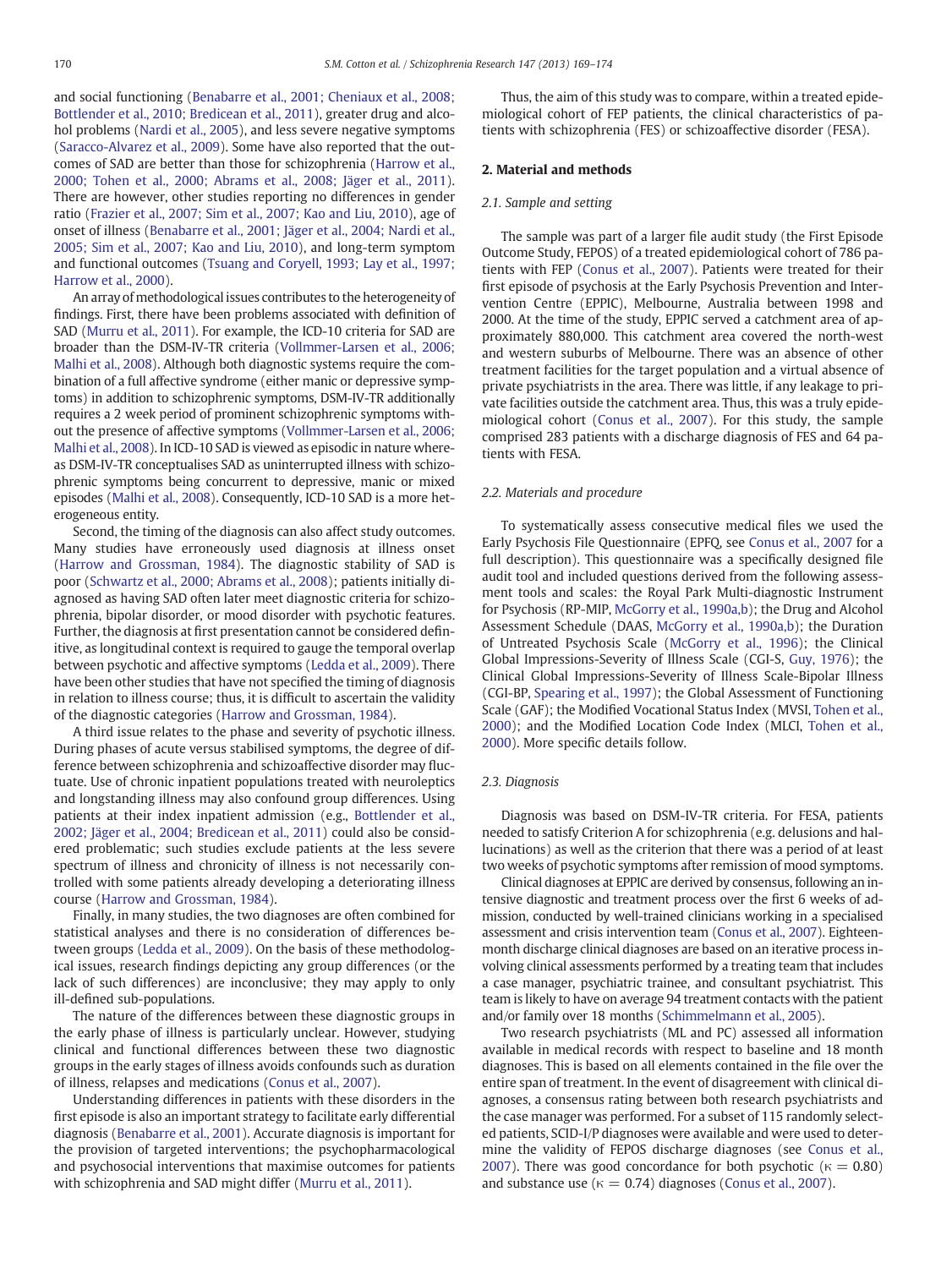and social functioning (Benabarre et al., 2001; Cheniaux et al., 2008; Bottlender et al., 2010; Bredicean et al., 2011), greater drug and alcohol problems (Nardi et al., 2005), and less severe negative symptoms (Saracco-Alvarez et al., 2009). Some have also reported that the outcomes of SAD are better than those for schizophrenia (Harrow et al., 2000; Tohen et al., 2000; Abrams et al., 2008; Jäger et al., 2011). There are however, other studies reporting no differences in gender ratio (Frazier et al., 2007; Sim et al., 2007; Kao and Liu, 2010), age of onset of illness (Benabarre et al., 2001; Jäger et al., 2004; Nardi et al., 2005; Sim et al., 2007; Kao and Liu, 2010), and long-term symptom and functional outcomes (Tsuang and Coryell, 1993; Lay et al., 1997; Harrow et al., 2000).

An array of methodological issues contributes to the heterogeneity of findings. First, there have been problems associated with definition of SAD (Murru et al., 2011). For example, the ICD-10 criteria for SAD are broader than the DSM-IV-TR criteria (Vollmer-Larsen et al., 2006; Malhi et al., 2008). Although both diagnostic systems require the combination of a full affective syndrome (either manic or depressive symptoms) in addition to schizophrenic symptoms, DSM-IV-TR additionally requires a 2 week period of prominent schizophrenic symptoms without the presence of affective symptoms (Vollmer-Larsen et al., 2006; Malhi et al., 2008). In ICD-10 SAD is viewed as episodic in nature whereas DSM-IV-TR conceptualises SAD as uninterrupted illness with schizophrenic symptoms being concurrent to depressive, manic or mixed episodes (Malhi et al., 2008). Consequently, ICD-10 SAD is a more heterogeneous entity.

Second, the timing of the diagnosis can also affect study outcomes. Many studies have erroneously used diagnosis at illness onset (Harrow and Grossman, 1984). The diagnostic stability of SAD is poor (Schwartz et al., 2000; Abrams et al., 2008); patients initially diagnosed as having SAD often later meet diagnostic criteria for schizophrenia, bipolar disorder, or mood disorder with psychotic features. Further, the diagnosis at first presentation cannot be considered definitive, as longitudinal context is required to gauge the temporal overlap between psychotic and affective symptoms (Ledda et al., 2009). There have been other studies that have not specified the timing of diagnosis in relation to illness course; thus, it is difficult to ascertain the validity of the diagnostic categories (Harrow and Grossman, 1984).

A third issue relates to the phase and severity of psychotic illness. During phases of acute versus stabilised symptoms, the degree of difference between schizophrenia and schizoaffective disorder may fluctuate. Use of chronic inpatient populations treated with neuroleptics and longstanding illness may also confound group differences. Using patients at their index inpatient admission (e.g., Bottlender et al., 2002; Jäger et al., 2004; Bredicean et al., 2011) could also be considered problematic; such studies exclude patients at the less severe spectrum of illness and chronicity of illness is not necessarily controlled with some patients already developing a deteriorating illness course (Harrow and Grossman, 1984).

Finally, in many studies, the two diagnoses are often combined for statistical analyses and there is no consideration of differences between groups (Ledda et al., 2009). On the basis of these methodological issues, research findings depicting any group differences (or the lack of such differences) are inconclusive; they may apply to only ill-defined sub-populations.

The nature of the differences between these diagnostic groups in the early phase of illness is particularly unclear. However, studying clinical and functional differences between these two diagnostic groups in the early stages of illness avoids confounds such as duration of illness, relapses and medications (Conus et al., 2007).

Understanding differences in patients with these disorders in the first episode is also an important strategy to facilitate early differential diagnosis (Benabarre et al., 2001). Accurate diagnosis is important for the provision of targeted interventions; the psychopharmacological and psychosocial interventions that maximise outcomes for patients with schizophrenia and SAD might differ (Murru et al., 2011).

Thus, the aim of this study was to compare, within a treated epidemiological cohort of FEP patients, the clinical characteristics of patients with schizophrenia (FES) or schizoaffective disorder (FESA).

## 2. Material and methods

### 2.1. Sample and setting

The sample was part of a larger file audit study (the First Episode Outcome Study, FEPOS) of a treated epidemiological cohort of 786 patients with FEP (Conus et al., 2007). Patients were treated for their first episode of psychosis at the Early Psychosis Prevention and Intervention Centre (EPPIC), Melbourne, Australia between 1998 and 2000. At the time of the study, EPPIC served a catchment area of approximately 880,000. This catchment area covered the north-west and western suburbs of Melbourne. There was an absence of other treatment facilities for the target population and a virtual absence of private psychiatrists in the area. There was little, if any leakage to private facilities outside the catchment area. Thus, this was a truly epidemiological cohort (Conus et al., 2007). For this study, the sample comprised 283 patients with a discharge diagnosis of FES and 64 patients with FESA.

### 2.2. Materials and procedure

To systematically assess consecutive medical files we used the Early Psychosis File Questionnaire (EPFQ, see Conus et al., 2007 for a full description). This questionnaire was a specifically designed file audit tool and included questions derived from the following assessment tools and scales: the Royal Park Multi-diagnostic Instrument for Psychosis (RP-MIP, McGorry et al., 1990a,b); the Drug and Alcohol Assessment Schedule (DAAS, McGorry et al., 1990a,b); the Duration of Untreated Psychosis Scale (McGorry et al., 1996); the Clinical Global Impressions-Severity of Illness Scale (CGI-S, Guy, 1976); the Clinical Global Impressions-Severity of Illness Scale-Bipolar Illness (CGI-BP, Spearing et al., 1997); the Global Assessment of Functioning Scale (GAF); the Modified Vocational Status Index (MVSI, Tohen et al., 2000); and the Modified Location Code Index (MLCI, Tohen et al., 2000). More specific details follow.

### 2.3. Diagnosis

Diagnosis was based on DSM-IV-TR criteria. For FESA, patients needed to satisfy Criterion A for schizophrenia (e.g. delusions and hallucinations) as well as the criterion that there was a period of at least two weeks of psychotic symptoms after remission of mood symptoms.

Clinical diagnoses at EPPIC are derived by consensus, following an intensive diagnostic and treatment process over the first 6 weeks of admission, conducted by well-trained clinicians working in a specialised assessment and crisis intervention team (Conus et al., 2007). Eighteen-month discharge clinical diagnoses are based on an iterative process involving clinical assessments performed by a treating team that includes a case manager, psychiatric trainee, and consultant psychiatrist. This team is likely to have on average 94 treatment contacts with the patient and/or family over 18 months (Schimmelmann et al., 2005).

Two research psychiatrists (ML and PC) assessed all information available in medical records with respect to baseline and 18 month diagnoses. This is based on all elements contained in the file over the entire span of treatment. In the event of disagreement with clinical diagnoses, a consensus rating between both research psychiatrists and the case manager was performed. For a subset of 115 randomly selected patients, SCID-I/P diagnoses were available and were used to determine the validity of FEPOS discharge diagnoses (see Conus et al., 2007). There was good concordance for both psychotic ($\kappa = 0.80$) and substance use ($\kappa = 0.74$) diagnoses (Conus et al., 2007).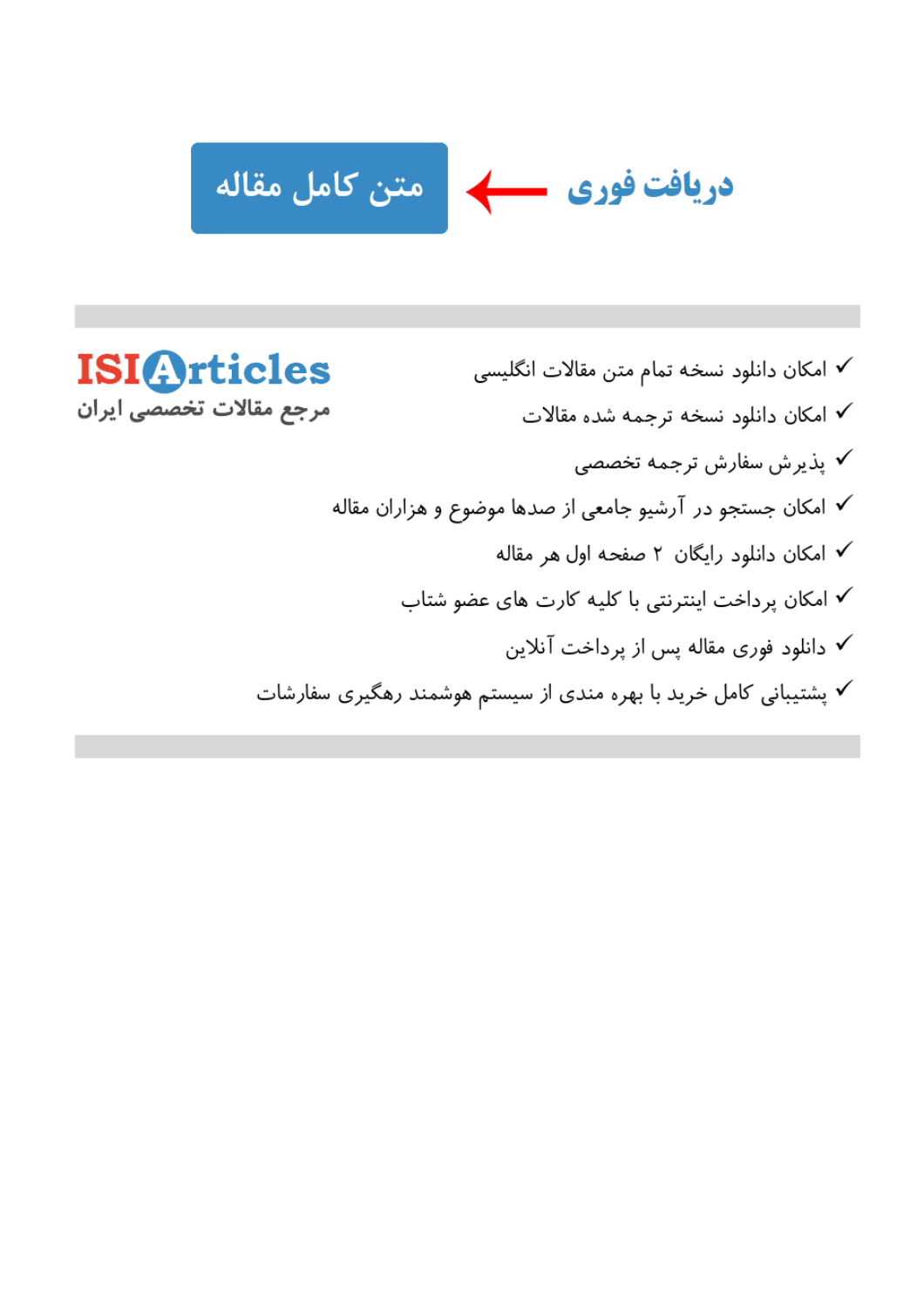دریافت فوری ← **متن کامل مقاله**

**ISIArticles**
مرجع مقالات تخصصی ایران

- ✓ امکان دانلود نسخه تمام متن مقالات انگلیسی
- ✓ امکان دانلود نسخه ترجمه شده مقالات
- ✓ پذیرش سفارش ترجمه تخصصی
- ✓ امکان جستجو در آرشیو جامعی از صدها موضوع و هزاران مقاله
- ✓ امکان دانلود رایگان ۲ صفحه اول هر مقاله
- ✓ امکان پرداخت اینترنتی با کلیه کارت های عضو شتاب
- ✓ دانلود فوری مقاله پس از پرداخت آنلاین
- ✓ پشتیبانی کامل خرید با بهره مندی از سیستم هوشمند رهگیری سفارشات